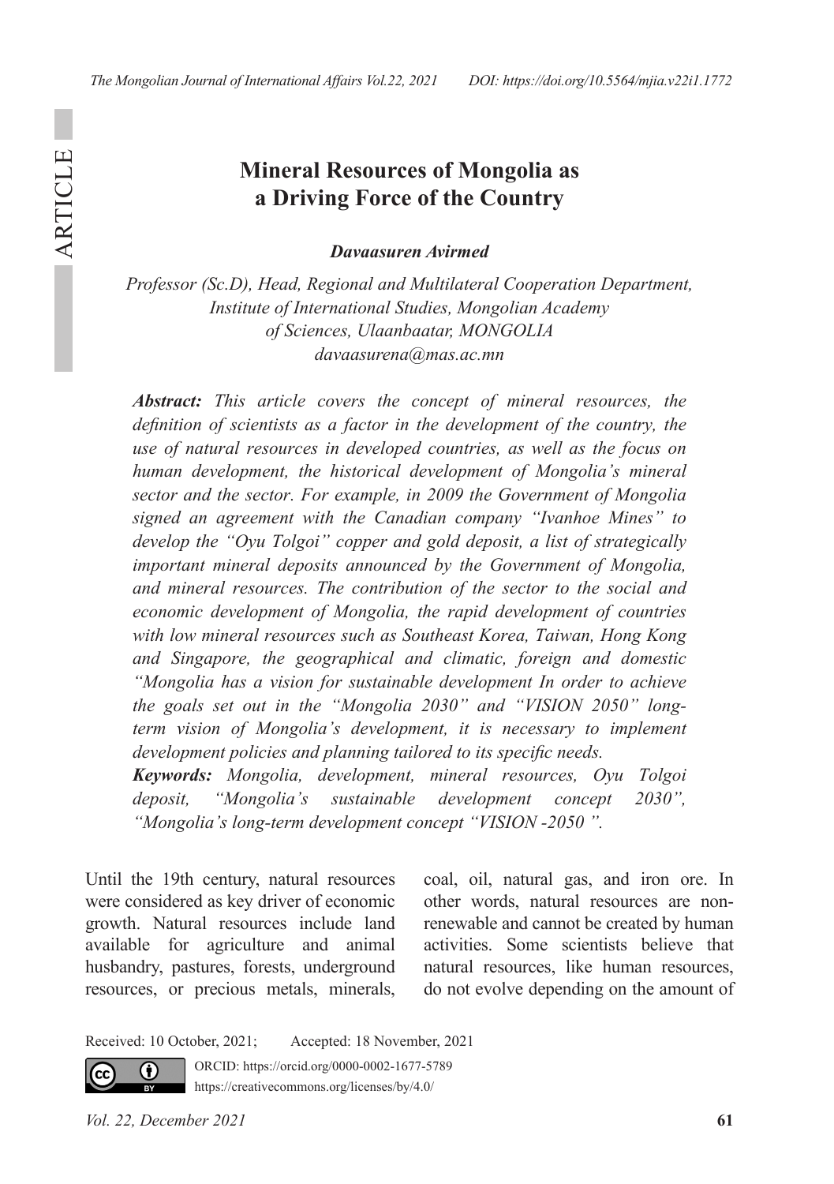# Mineral Resources of Mongolia as a Driving Force of the Country

***Davaasuren Avirmed***

*Professor (Sc.D), Head, Regional and Multilateral Cooperation Department, Institute of International Studies, Mongolian Academy of Sciences, Ulaanbaatar, MONGOLIA*
*davaasurena@mas.ac.mn*

***Abstract:*** *This article covers the concept of mineral resources, the definition of scientists as a factor in the development of the country, the use of natural resources in developed countries, as well as the focus on human development, the historical development of Mongolia's mineral sector and the sector. For example, in 2009 the Government of Mongolia signed an agreement with the Canadian company "Ivanhoe Mines" to develop the "Oyu Tolgoi" copper and gold deposit, a list of strategically important mineral deposits announced by the Government of Mongolia, and mineral resources. The contribution of the sector to the social and economic development of Mongolia, the rapid development of countries with low mineral resources such as Southeast Korea, Taiwan, Hong Kong and Singapore, the geographical and climatic, foreign and domestic "Mongolia has a vision for sustainable development In order to achieve the goals set out in the "Mongolia 2030" and "VISION 2050" long-term vision of Mongolia's development, it is necessary to implement development policies and planning tailored to its specific needs.*

***Keywords:*** *Mongolia, development, mineral resources, Oyu Tolgoi deposit, "Mongolia's sustainable development concept 2030", "Mongolia's long-term development concept "VISION -2050 ".*

Until the 19th century, natural resources were considered as key driver of economic growth. Natural resources include land available for agriculture and animal husbandry, pastures, forests, underground resources, or precious metals, minerals, coal, oil, natural gas, and iron ore. In other words, natural resources are non-renewable and cannot be created by human activities. Some scientists believe that natural resources, like human resources, do not evolve depending on the amount of

Received: 10 October, 2021; Accepted: 18 November, 2021

ORCID: https://orcid.org/0000-0002-1677-5789
https://creativecommons.org/licenses/by/4.0/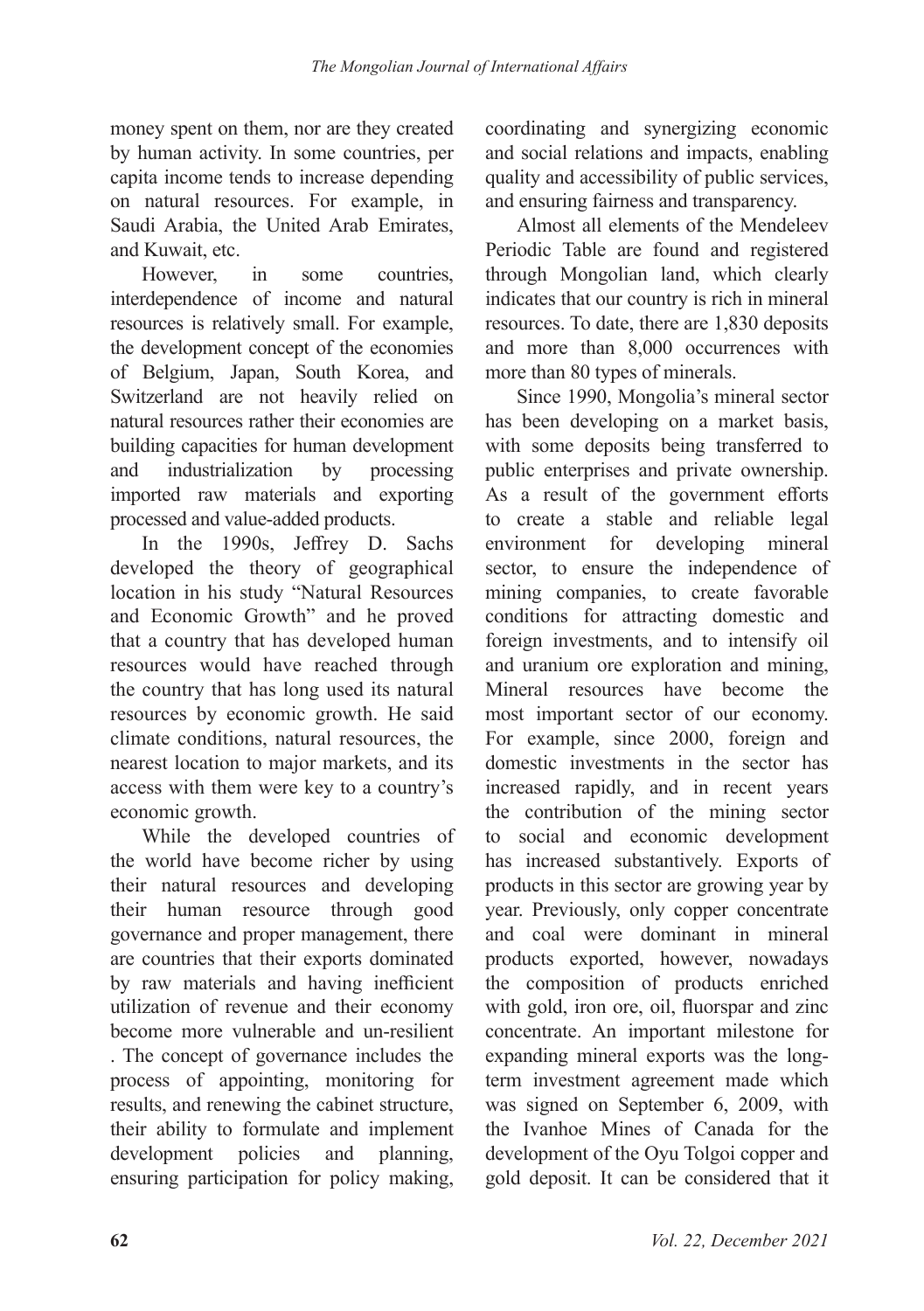money spent on them, nor are they created by human activity. In some countries, per capita income tends to increase depending on natural resources. For example, in Saudi Arabia, the United Arab Emirates, and Kuwait, etc.

However, in some countries, interdependence of income and natural resources is relatively small. For example, the development concept of the economies of Belgium, Japan, South Korea, and Switzerland are not heavily relied on natural resources rather their economies are building capacities for human development and industrialization by processing imported raw materials and exporting processed and value-added products.

In the 1990s, Jeffrey D. Sachs developed the theory of geographical location in his study "Natural Resources and Economic Growth" and he proved that a country that has developed human resources would have reached through the country that has long used its natural resources by economic growth. He said climate conditions, natural resources, the nearest location to major markets, and its access with them were key to a country's economic growth.

While the developed countries of the world have become richer by using their natural resources and developing their human resource through good governance and proper management, there are countries that their exports dominated by raw materials and having inefficient utilization of revenue and their economy become more vulnerable and un-resilient . The concept of governance includes the process of appointing, monitoring for results, and renewing the cabinet structure, their ability to formulate and implement development policies and planning, ensuring participation for policy making, coordinating and synergizing economic and social relations and impacts, enabling quality and accessibility of public services, and ensuring fairness and transparency.

Almost all elements of the Mendeleev Periodic Table are found and registered through Mongolian land, which clearly indicates that our country is rich in mineral resources. To date, there are 1,830 deposits and more than 8,000 occurrences with more than 80 types of minerals.

Since 1990, Mongolia's mineral sector has been developing on a market basis, with some deposits being transferred to public enterprises and private ownership. As a result of the government efforts to create a stable and reliable legal environment for developing mineral sector, to ensure the independence of mining companies, to create favorable conditions for attracting domestic and foreign investments, and to intensify oil and uranium ore exploration and mining, Mineral resources have become the most important sector of our economy. For example, since 2000, foreign and domestic investments in the sector has increased rapidly, and in recent years the contribution of the mining sector to social and economic development has increased substantively. Exports of products in this sector are growing year by year. Previously, only copper concentrate and coal were dominant in mineral products exported, however, nowadays the composition of products enriched with gold, iron ore, oil, fluorspar and zinc concentrate. An important milestone for expanding mineral exports was the long-term investment agreement made which was signed on September 6, 2009, with the Ivanhoe Mines of Canada for the development of the Oyu Tolgoi copper and gold deposit. It can be considered that it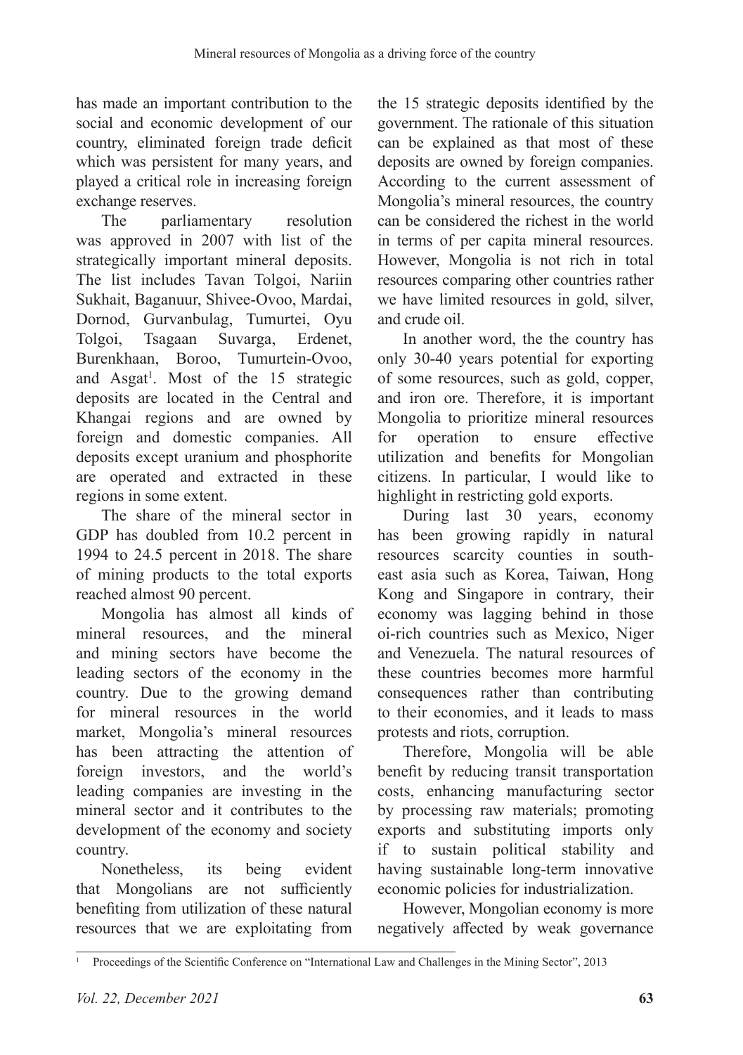has made an important contribution to the social and economic development of our country, eliminated foreign trade deficit which was persistent for many years, and played a critical role in increasing foreign exchange reserves.

The parliamentary resolution was approved in 2007 with list of the strategically important mineral deposits. The list includes Tavan Tolgoi, Nariin Sukhait, Baganuur, Shivee-Ovoo, Mardai, Dornod, Gurvanbulag, Tumurtei, Oyu Tolgoi, Tsagaan Suvarga, Erdenet, Burenkhaan, Boroo, Tumurtein-Ovoo, and Asgat[1]. Most of the 15 strategic deposits are located in the Central and Khangai regions and are owned by foreign and domestic companies. All deposits except uranium and phosphorite are operated and extracted in these regions in some extent.

The share of the mineral sector in GDP has doubled from 10.2 percent in 1994 to 24.5 percent in 2018. The share of mining products to the total exports reached almost 90 percent.

Mongolia has almost all kinds of mineral resources, and the mineral and mining sectors have become the leading sectors of the economy in the country. Due to the growing demand for mineral resources in the world market, Mongolia's mineral resources has been attracting the attention of foreign investors, and the world's leading companies are investing in the mineral sector and it contributes to the development of the economy and society country.

Nonetheless, its being evident that Mongolians are not sufficiently benefiting from utilization of these natural resources that we are exploitating from the 15 strategic deposits identified by the government. The rationale of this situation can be explained as that most of these deposits are owned by foreign companies. According to the current assessment of Mongolia's mineral resources, the country can be considered the richest in the world in terms of per capita mineral resources. However, Mongolia is not rich in total resources comparing other countries rather we have limited resources in gold, silver, and crude oil.

In another word, the the country has only 30-40 years potential for exporting of some resources, such as gold, copper, and iron ore. Therefore, it is important Mongolia to prioritize mineral resources for operation to ensure effective utilization and benefits for Mongolian citizens. In particular, I would like to highlight in restricting gold exports.

During last 30 years, economy has been growing rapidly in natural resources scarcity counties in south-east asia such as Korea, Taiwan, Hong Kong and Singapore in contrary, their economy was lagging behind in those oi-rich countries such as Mexico, Niger and Venezuela. The natural resources of these countries becomes more harmful consequences rather than contributing to their economies, and it leads to mass protests and riots, corruption.

Therefore, Mongolia will be able benefit by reducing transit transportation costs, enhancing manufacturing sector by processing raw materials; promoting exports and substituting imports only if to sustain political stability and having sustainable long-term innovative economic policies for industrialization.

However, Mongolian economy is more negatively affected by weak governance

[1] Proceedings of the Scientific Conference on "International Law and Challenges in the Mining Sector", 2013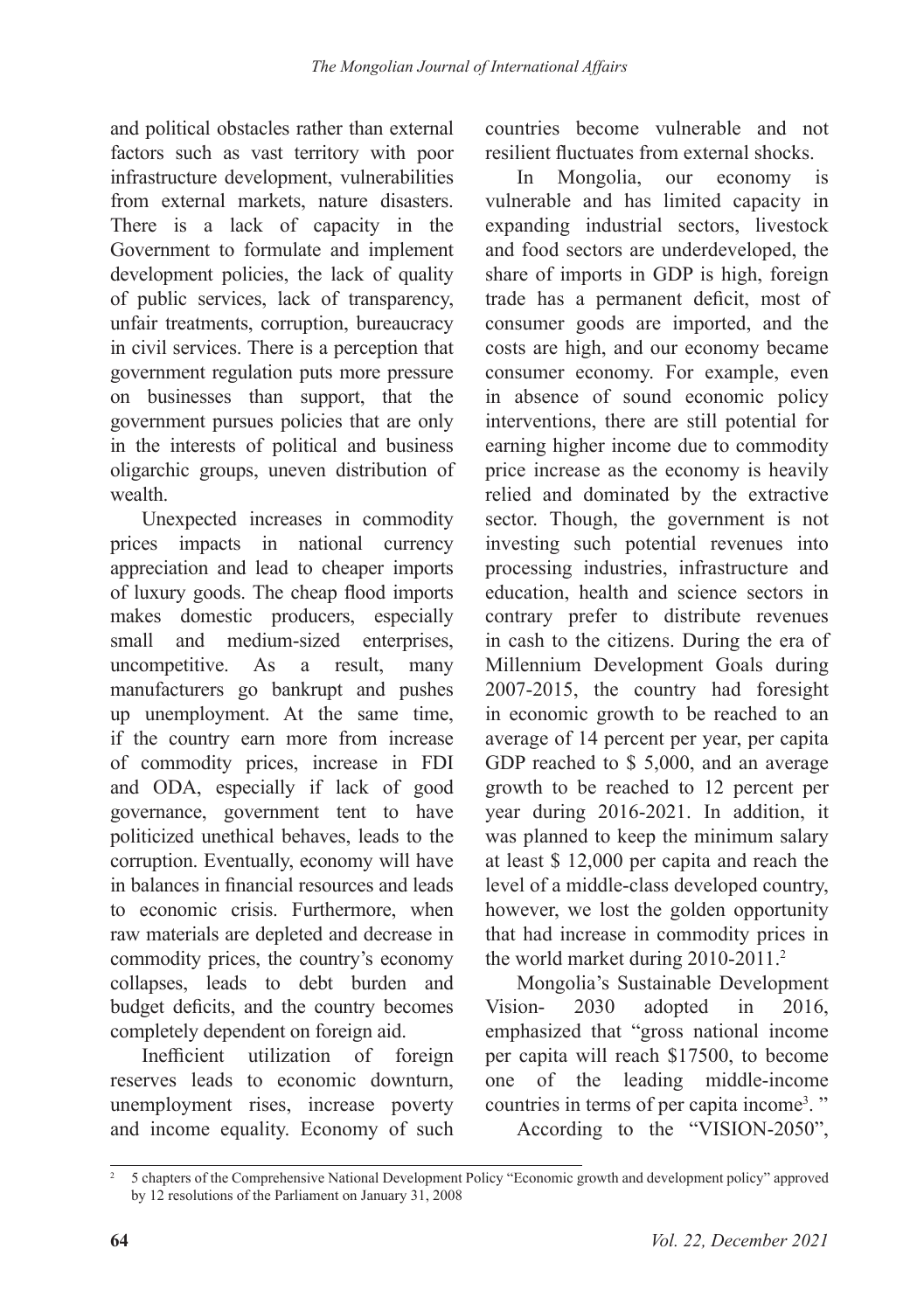and political obstacles rather than external factors such as vast territory with poor infrastructure development, vulnerabilities from external markets, nature disasters. There is a lack of capacity in the Government to formulate and implement development policies, the lack of quality of public services, lack of transparency, unfair treatments, corruption, bureaucracy in civil services. There is a perception that government regulation puts more pressure on businesses than support, that the government pursues policies that are only in the interests of political and business oligarchic groups, uneven distribution of wealth.

Unexpected increases in commodity prices impacts in national currency appreciation and lead to cheaper imports of luxury goods. The cheap flood imports makes domestic producers, especially small and medium-sized enterprises, uncompetitive. As a result, many manufacturers go bankrupt and pushes up unemployment. At the same time, if the country earn more from increase of commodity prices, increase in FDI and ODA, especially if lack of good governance, government tent to have politicized unethical behaves, leads to the corruption. Eventually, economy will have in balances in financial resources and leads to economic crisis. Furthermore, when raw materials are depleted and decrease in commodity prices, the country's economy collapses, leads to debt burden and budget deficits, and the country becomes completely dependent on foreign aid.

Inefficient utilization of foreign reserves leads to economic downturn, unemployment rises, increase poverty and income equality. Economy of such countries become vulnerable and not resilient fluctuates from external shocks.

In Mongolia, our economy is vulnerable and has limited capacity in expanding industrial sectors, livestock and food sectors are underdeveloped, the share of imports in GDP is high, foreign trade has a permanent deficit, most of consumer goods are imported, and the costs are high, and our economy became consumer economy. For example, even in absence of sound economic policy interventions, there are still potential for earning higher income due to commodity price increase as the economy is heavily relied and dominated by the extractive sector. Though, the government is not investing such potential revenues into processing industries, infrastructure and education, health and science sectors in contrary prefer to distribute revenues in cash to the citizens. During the era of Millennium Development Goals during 2007-2015, the country had foresight in economic growth to be reached to an average of 14 percent per year, per capita GDP reached to $ 5,000, and an average growth to be reached to 12 percent per year during 2016-2021. In addition, it was planned to keep the minimum salary at least $ 12,000 per capita and reach the level of a middle-class developed country, however, we lost the golden opportunity that had increase in commodity prices in the world market during 2010-2011.[2]

Mongolia's Sustainable Development Vision- 2030 adopted in 2016, emphasized that "gross national income per capita will reach $17500, to become one of the leading middle-income countries in terms of per capita income[3]. "

According to the "VISION-2050",

---

[2] 5 chapters of the Comprehensive National Development Policy "Economic growth and development policy" approved by 12 resolutions of the Parliament on January 31, 2008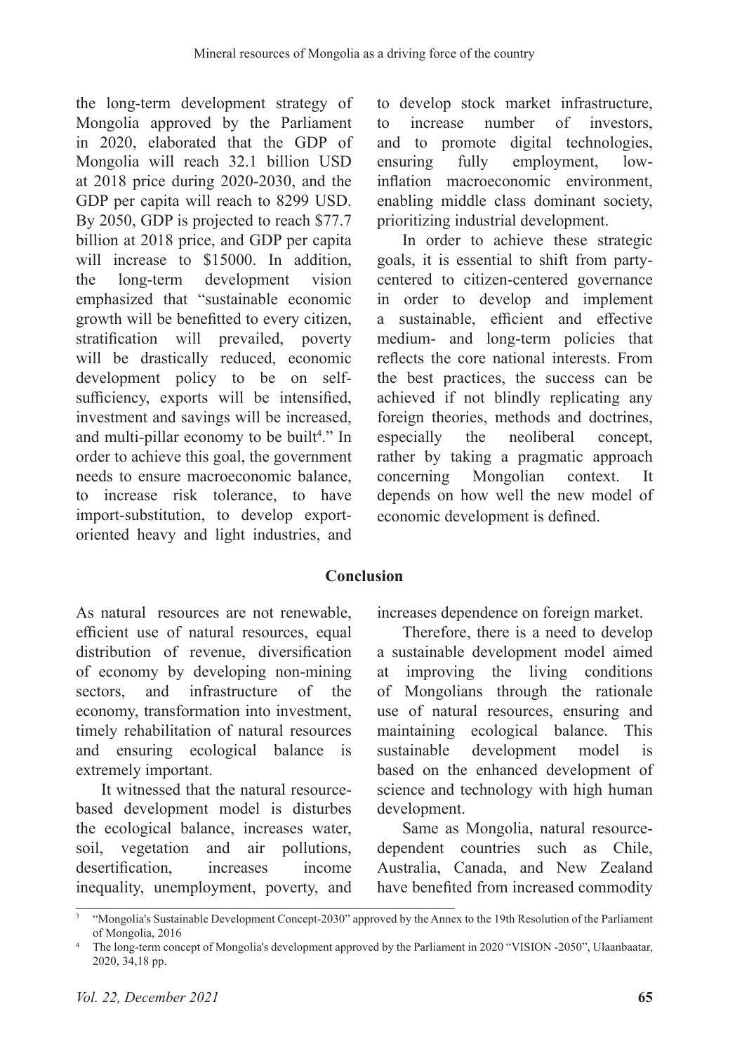the long-term development strategy of Mongolia approved by the Parliament in 2020, elaborated that the GDP of Mongolia will reach 32.1 billion USD at 2018 price during 2020-2030, and the GDP per capita will reach to 8299 USD. By 2050, GDP is projected to reach $77.7 billion at 2018 price, and GDP per capita will increase to $15000. In addition, the long-term development vision emphasized that "sustainable economic growth will be benefitted to every citizen, stratification will prevailed, poverty will be drastically reduced, economic development policy to be on self-sufficiency, exports will be intensified, investment and savings will be increased, and multi-pillar economy to be built[4]." In order to achieve this goal, the government needs to ensure macroeconomic balance, to increase risk tolerance, to have import-substitution, to develop export-oriented heavy and light industries, and to develop stock market infrastructure, to increase number of investors, and to promote digital technologies, ensuring fully employment, low-inflation macroeconomic environment, enabling middle class dominant society, prioritizing industrial development.

In order to achieve these strategic goals, it is essential to shift from party-centered to citizen-centered governance in order to develop and implement a sustainable, efficient and effective medium- and long-term policies that reflects the core national interests. From the best practices, the success can be achieved if not blindly replicating any foreign theories, methods and doctrines, especially the neoliberal concept, rather by taking a pragmatic approach concerning Mongolian context. It depends on how well the new model of economic development is defined.

## Conclusion

As natural resources are not renewable, efficient use of natural resources, equal distribution of revenue, diversification of economy by developing non-mining sectors, and infrastructure of the economy, transformation into investment, timely rehabilitation of natural resources and ensuring ecological balance is extremely important.

It witnessed that the natural resource-based development model is disturbes the ecological balance, increases water, soil, vegetation and air pollutions, desertification, increases income inequality, unemployment, poverty, and increases dependence on foreign market.

Therefore, there is a need to develop a sustainable development model aimed at improving the living conditions of Mongolians through the rationale use of natural resources, ensuring and maintaining ecological balance. This sustainable development model is based on the enhanced development of science and technology with high human development.

Same as Mongolia, natural resource-dependent countries such as Chile, Australia, Canada, and New Zealand have benefited from increased commodity

---

[3] "Mongolia's Sustainable Development Concept-2030" approved by the Annex to the 19th Resolution of the Parliament of Mongolia, 2016

[4] The long-term concept of Mongolia's development approved by the Parliament in 2020 "VISION -2050", Ulaanbaatar, 2020, 34,18 pp.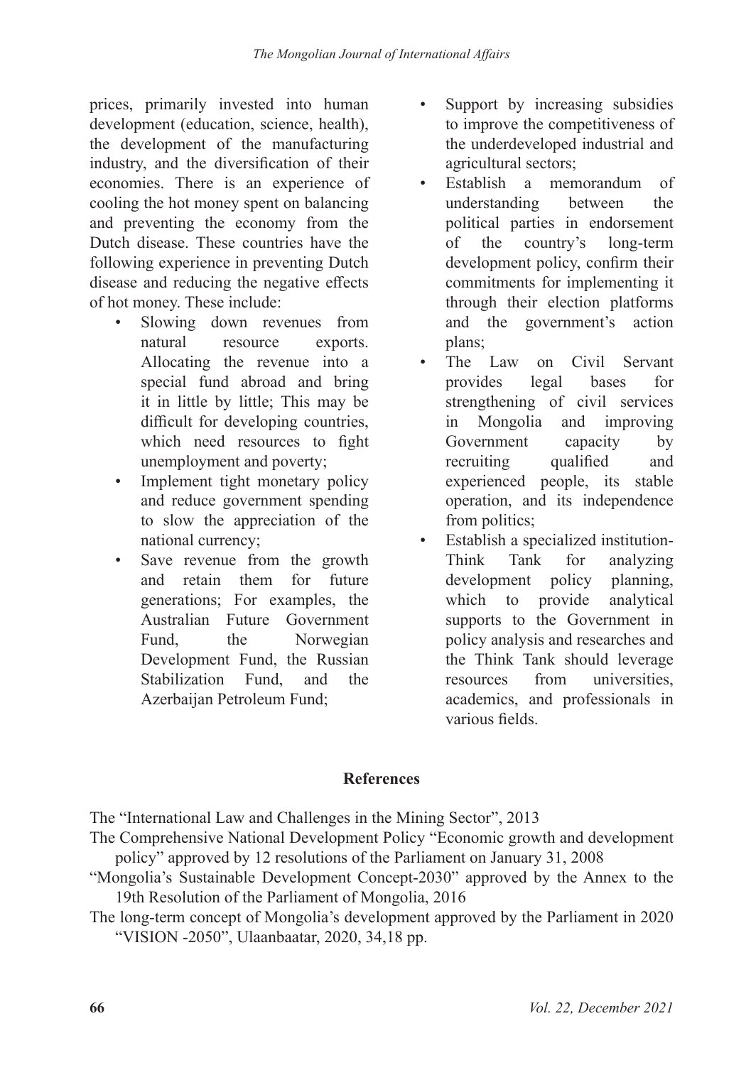prices, primarily invested into human development (education, science, health), the development of the manufacturing industry, and the diversification of their economies. There is an experience of cooling the hot money spent on balancing and preventing the economy from the Dutch disease. These countries have the following experience in preventing Dutch disease and reducing the negative effects of hot money. These include:

- Slowing down revenues from natural resource exports. Allocating the revenue into a special fund abroad and bring it in little by little; This may be difficult for developing countries, which need resources to fight unemployment and poverty;
- Implement tight monetary policy and reduce government spending to slow the appreciation of the national currency;
- Save revenue from the growth and retain them for future generations; For examples, the Australian Future Government Fund, the Norwegian Development Fund, the Russian Stabilization Fund, and the Azerbaijan Petroleum Fund;
- Support by increasing subsidies to improve the competitiveness of the underdeveloped industrial and agricultural sectors;
- Establish a memorandum of understanding between the political parties in endorsement of the country's long-term development policy, confirm their commitments for implementing it through their election platforms and the government's action plans;
- The Law on Civil Servant provides legal bases for strengthening of civil services in Mongolia and improving Government capacity by recruiting qualified and experienced people, its stable operation, and its independence from politics;
- Establish a specialized institution-Think Tank for analyzing development policy planning, which to provide analytical supports to the Government in policy analysis and researches and the Think Tank should leverage resources from universities, academics, and professionals in various fields.

## References

The "International Law and Challenges in the Mining Sector", 2013

The Comprehensive National Development Policy "Economic growth and development policy" approved by 12 resolutions of the Parliament on January 31, 2008

"Mongolia's Sustainable Development Concept-2030" approved by the Annex to the 19th Resolution of the Parliament of Mongolia, 2016

The long-term concept of Mongolia's development approved by the Parliament in 2020 "VISION -2050", Ulaanbaatar, 2020, 34,18 pp.